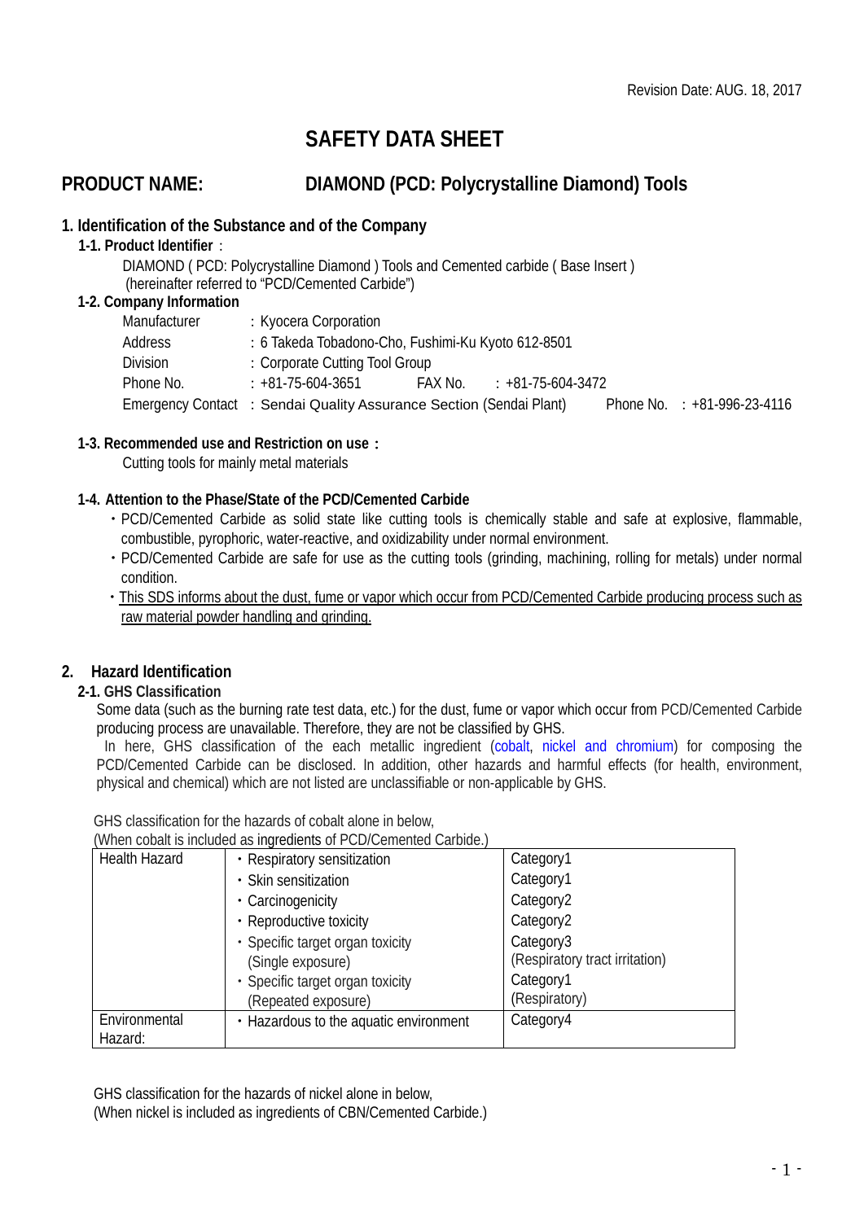Revision Date: AUG. 18, 2017

# SAFETY DATA SHEET

## PRODUCT NAME: DIAMOND (PCD: Polycrystalline Diamond) Tools

### 1. Identification of the Substance and of the Company

**1-1. Product Identifier**：

DIAMOND ( PCD: Polycrystalline Diamond ) Tools and Cemented carbide ( Base Insert )
(hereinafter referred to "PCD/Cemented Carbide")

**1-2. Company Information**

Manufacturer ：Kyocera Corporation
Address ：6 Takeda Tobadono-Cho, Fushimi-Ku Kyoto 612-8501
Division ：Corporate Cutting Tool Group
Phone No. ：+81-75-604-3651 FAX No. ：+81-75-604-3472
Emergency Contact ：Sendai Quality Assurance Section (Sendai Plant) Phone No. ：+81-996-23-4116

**1-3. Recommended use and Restriction on use：**

Cutting tools for mainly metal materials

**1-4. Attention to the Phase/State of the PCD/Cemented Carbide**

- PCD/Cemented Carbide as solid state like cutting tools is chemically stable and safe at explosive, flammable, combustible, pyrophoric, water-reactive, and oxidizability under normal environment.
- PCD/Cemented Carbide are safe for use as the cutting tools (grinding, machining, rolling for metals) under normal condition.
- This SDS informs about the dust, fume or vapor which occur from PCD/Cemented Carbide producing process such as raw material powder handling and grinding.

### 2. Hazard Identification

**2-1. GHS Classification**

Some data (such as the burning rate test data, etc.) for the dust, fume or vapor which occur from PCD/Cemented Carbide producing process are unavailable. Therefore, they are not be classified by GHS.

In here, GHS classification of the each metallic ingredient (cobalt, nickel and chromium) for composing the PCD/Cemented Carbide can be disclosed. In addition, other hazards and harmful effects (for health, environment, physical and chemical) which are not listed are unclassifiable or non-applicable by GHS.

GHS classification for the hazards of cobalt alone in below,
(When cobalt is included as ingredients of PCD/Cemented Carbide.)

| Health Hazard | ・Respiratory sensitization | Category1 |
|---|---|---|
| | ・Skin sensitization | Category1 |
| | ・Carcinogenicity | Category2 |
| | ・Reproductive toxicity | Category2 |
| | ・Specific target organ toxicity (Single exposure) | Category3 (Respiratory tract irritation) |
| | ・Specific target organ toxicity (Repeated exposure) | Category1 (Respiratory) |
| Environmental Hazard: | ・Hazardous to the aquatic environment | Category4 |

GHS classification for the hazards of nickel alone in below,
(When nickel is included as ingredients of CBN/Cemented Carbide.)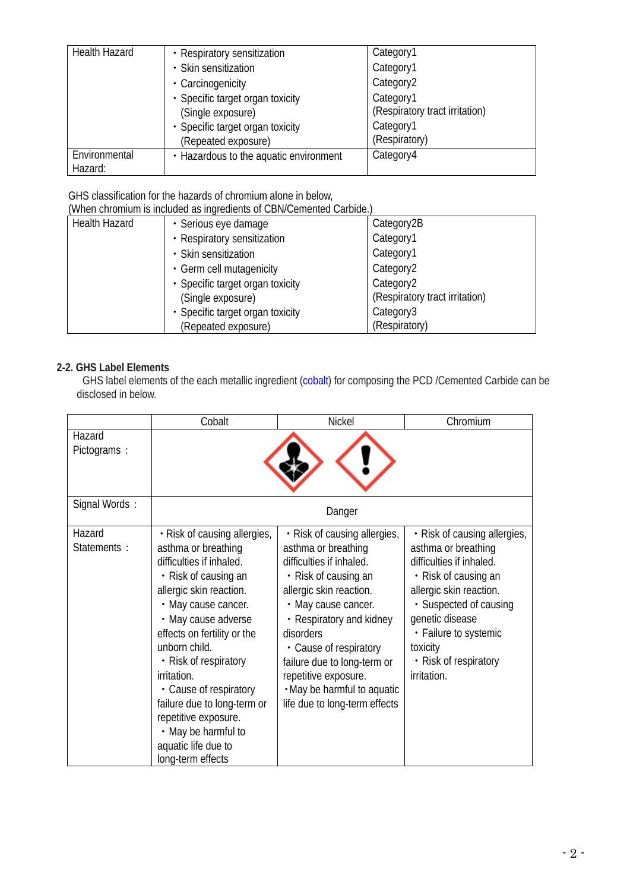| Health Hazard | ・Respiratory sensitization<br>・Skin sensitization<br>・Carcinogenicity<br>・Specific target organ toxicity (Single exposure)<br>・Specific target organ toxicity (Repeated exposure) | Category1<br>Category1<br>Category2<br>Category1 (Respiratory tract irritation)<br>Category1 (Respiratory) |
|---|---|---|
| Environmental Hazard: | ・Hazardous to the aquatic environment | Category4 |

GHS classification for the hazards of chromium alone in below,
(When chromium is included as ingredients of CBN/Cemented Carbide.)

| Health Hazard | ・Serious eye damage<br>・Respiratory sensitization<br>・Skin sensitization<br>・Germ cell mutagenicity<br>・Specific target organ toxicity (Single exposure)<br>・Specific target organ toxicity (Repeated exposure) | Category2B<br>Category1<br>Category1<br>Category2<br>Category2 (Respiratory tract irritation)<br>Category3 (Respiratory) |
|---|---|---|

**2-2. GHS Label Elements**

GHS label elements of the each metallic ingredient (cobalt) for composing the PCD /Cemented Carbide can be disclosed in below.

| | Cobalt | Nickel | Chromium |
|---|---|---|---|
| Hazard Pictograms : | | | |
| Signal Words : | Danger | | |
| Hazard Statements : | ・Risk of causing allergies, asthma or breathing difficulties if inhaled.<br>・Risk of causing an allergic skin reaction.<br>・May cause cancer.<br>・May cause adverse effects on fertility or the unborn child.<br>・Risk of respiratory irritation.<br>・Cause of respiratory failure due to long-term or repetitive exposure.<br>・May be harmful to aquatic life due to long-term effects | ・Risk of causing allergies, asthma or breathing difficulties if inhaled.<br>・Risk of causing an allergic skin reaction.<br>・May cause cancer.<br>・Respiratory and kidney disorders<br>・Cause of respiratory failure due to long-term or repetitive exposure.<br>・May be harmful to aquatic life due to long-term effects | ・Risk of causing allergies, asthma or breathing difficulties if inhaled.<br>・Risk of causing an allergic skin reaction.<br>・Suspected of causing genetic disease<br>・Failure to systemic toxicity<br>・Risk of respiratory irritation. |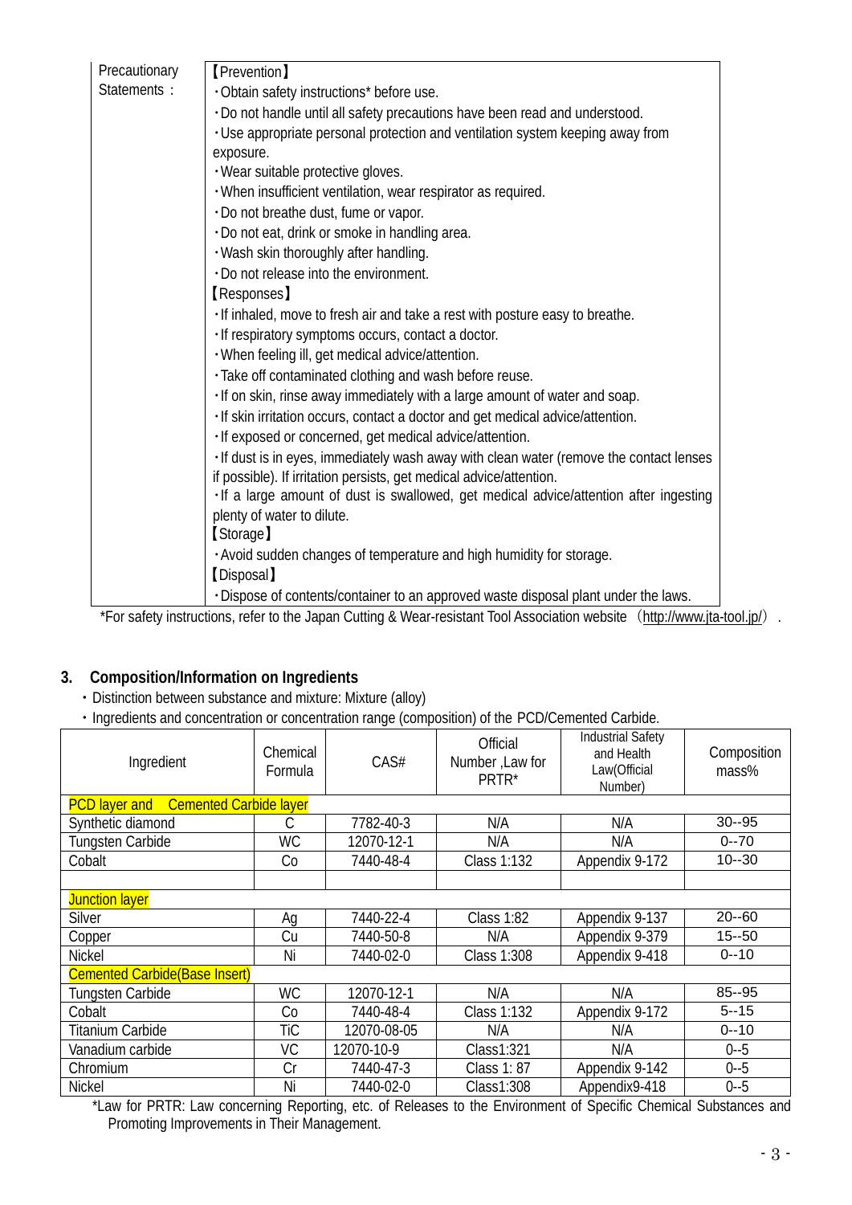| Precautionary Statements : | 【Prevention】 |
|---|---|
| | ・Obtain safety instructions* before use. |
| | ・Do not handle until all safety precautions have been read and understood. |
| | ・Use appropriate personal protection and ventilation system keeping away from exposure. |
| | ・Wear suitable protective gloves. |
| | ・When insufficient ventilation, wear respirator as required. |
| | ・Do not breathe dust, fume or vapor. |
| | ・Do not eat, drink or smoke in handling area. |
| | ・Wash skin thoroughly after handling. |
| | ・Do not release into the environment. |
| | 【Responses】 |
| | ・If inhaled, move to fresh air and take a rest with posture easy to breathe. |
| | ・If respiratory symptoms occurs, contact a doctor. |
| | ・When feeling ill, get medical advice/attention. |
| | ・Take off contaminated clothing and wash before reuse. |
| | ・If on skin, rinse away immediately with a large amount of water and soap. |
| | ・If skin irritation occurs, contact a doctor and get medical advice/attention. |
| | ・If exposed or concerned, get medical advice/attention. |
| | ・If dust is in eyes, immediately wash away with clean water (remove the contact lenses if possible). If irritation persists, get medical advice/attention. |
| | ・If a large amount of dust is swallowed, get medical advice/attention after ingesting plenty of water to dilute. |
| | 【Storage】 |
| | ・Avoid sudden changes of temperature and high humidity for storage. |
| | 【Disposal】 |
| | ・Dispose of contents/container to an approved waste disposal plant under the laws. |

*For safety instructions, refer to the Japan Cutting & Wear-resistant Tool Association website （http://www.jta-tool.jp/） .

## 3. Composition/Information on Ingredients

- Distinction between substance and mixture: Mixture (alloy)
- Ingredients and concentration or concentration range (composition) of the PCD/Cemented Carbide.

| Ingredient | Chemical Formula | CAS# | Official Number ,Law for PRTR* | Industrial Safety and Health Law(Official Number) | Composition mass% |
|---|---|---|---|---|---|
| PCD layer and Cemented Carbide layer | | | | | |
| Synthetic diamond | C | 7782-40-3 | N/A | N/A | 30--95 |
| Tungsten Carbide | WC | 12070-12-1 | N/A | N/A | 0--70 |
| Cobalt | Co | 7440-48-4 | Class 1:132 | Appendix 9-172 | 10--30 |
| | | | | | |
| Junction layer | | | | | |
| Silver | Ag | 7440-22-4 | Class 1:82 | Appendix 9-137 | 20--60 |
| Copper | Cu | 7440-50-8 | N/A | Appendix 9-379 | 15--50 |
| Nickel | Ni | 7440-02-0 | Class 1:308 | Appendix 9-418 | 0--10 |
| Cemented Carbide(Base Insert) | | | | | |
| Tungsten Carbide | WC | 12070-12-1 | N/A | N/A | 85--95 |
| Cobalt | Co | 7440-48-4 | Class 1:132 | Appendix 9-172 | 5--15 |
| Titanium Carbide | TiC | 12070-08-05 | N/A | N/A | 0--10 |
| Vanadium carbide | VC | 12070-10-9 | Class1:321 | N/A | 0--5 |
| Chromium | Cr | 7440-47-3 | Class 1: 87 | Appendix 9-142 | 0--5 |
| Nickel | Ni | 7440-02-0 | Class1:308 | Appendix9-418 | 0--5 |

*Law for PRTR: Law concerning Reporting, etc. of Releases to the Environment of Specific Chemical Substances and Promoting Improvements in Their Management.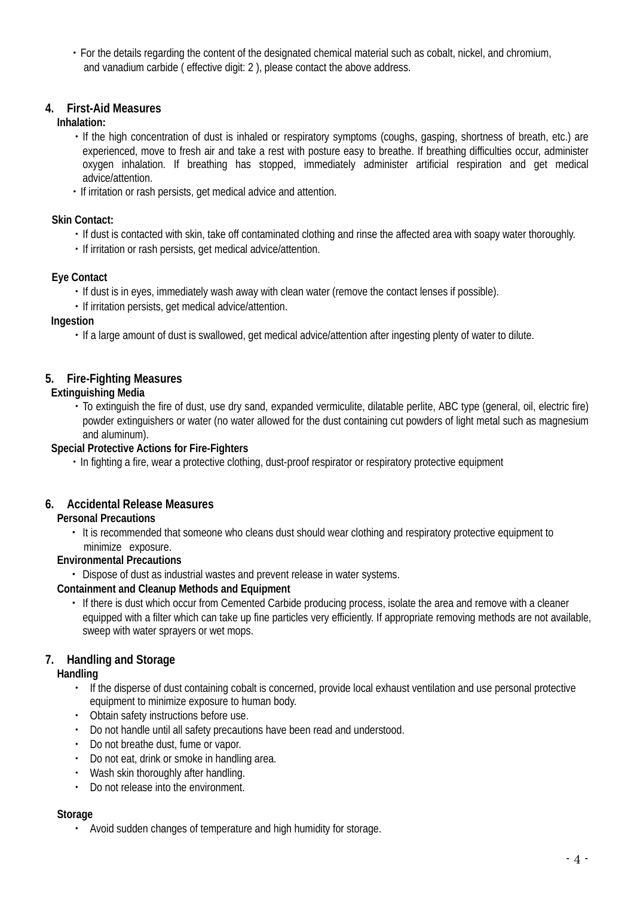・For the details regarding the content of the designated chemical material such as cobalt, nickel, and chromium, and vanadium carbide ( effective digit: 2 ), please contact the above address.

## 4. First-Aid Measures

**Inhalation:**

・If the high concentration of dust is inhaled or respiratory symptoms (coughs, gasping, shortness of breath, etc.) are experienced, move to fresh air and take a rest with posture easy to breathe. If breathing difficulties occur, administer oxygen inhalation. If breathing has stopped, immediately administer artificial respiration and get medical advice/attention.

・If irritation or rash persists, get medical advice and attention.

**Skin Contact:**

・If dust is contacted with skin, take off contaminated clothing and rinse the affected area with soapy water thoroughly.

・If irritation or rash persists, get medical advice/attention.

**Eye Contact**

・If dust is in eyes, immediately wash away with clean water (remove the contact lenses if possible).

・If irritation persists, get medical advice/attention.

**Ingestion**

・If a large amount of dust is swallowed, get medical advice/attention after ingesting plenty of water to dilute.

## 5. Fire-Fighting Measures

**Extinguishing Media**

・To extinguish the fire of dust, use dry sand, expanded vermiculite, dilatable perlite, ABC type (general, oil, electric fire) powder extinguishers or water (no water allowed for the dust containing cut powders of light metal such as magnesium and aluminum).

**Special Protective Actions for Fire-Fighters**

・In fighting a fire, wear a protective clothing, dust-proof respirator or respiratory protective equipment

## 6. Accidental Release Measures

**Personal Precautions**

・ It is recommended that someone who cleans dust should wear clothing and respiratory protective equipment to minimize exposure.

**Environmental Precautions**

・ Dispose of dust as industrial wastes and prevent release in water systems.

**Containment and Cleanup Methods and Equipment**

・ If there is dust which occur from Cemented Carbide producing process, isolate the area and remove with a cleaner equipped with a filter which can take up fine particles very efficiently. If appropriate removing methods are not available, sweep with water sprayers or wet mops.

## 7. Handling and Storage

**Handling**

- If the disperse of dust containing cobalt is concerned, provide local exhaust ventilation and use personal protective equipment to minimize exposure to human body.
- Obtain safety instructions before use.
- Do not handle until all safety precautions have been read and understood.
- Do not breathe dust, fume or vapor.
- Do not eat, drink or smoke in handling area.
- Wash skin thoroughly after handling.
- Do not release into the environment.

**Storage**

- Avoid sudden changes of temperature and high humidity for storage.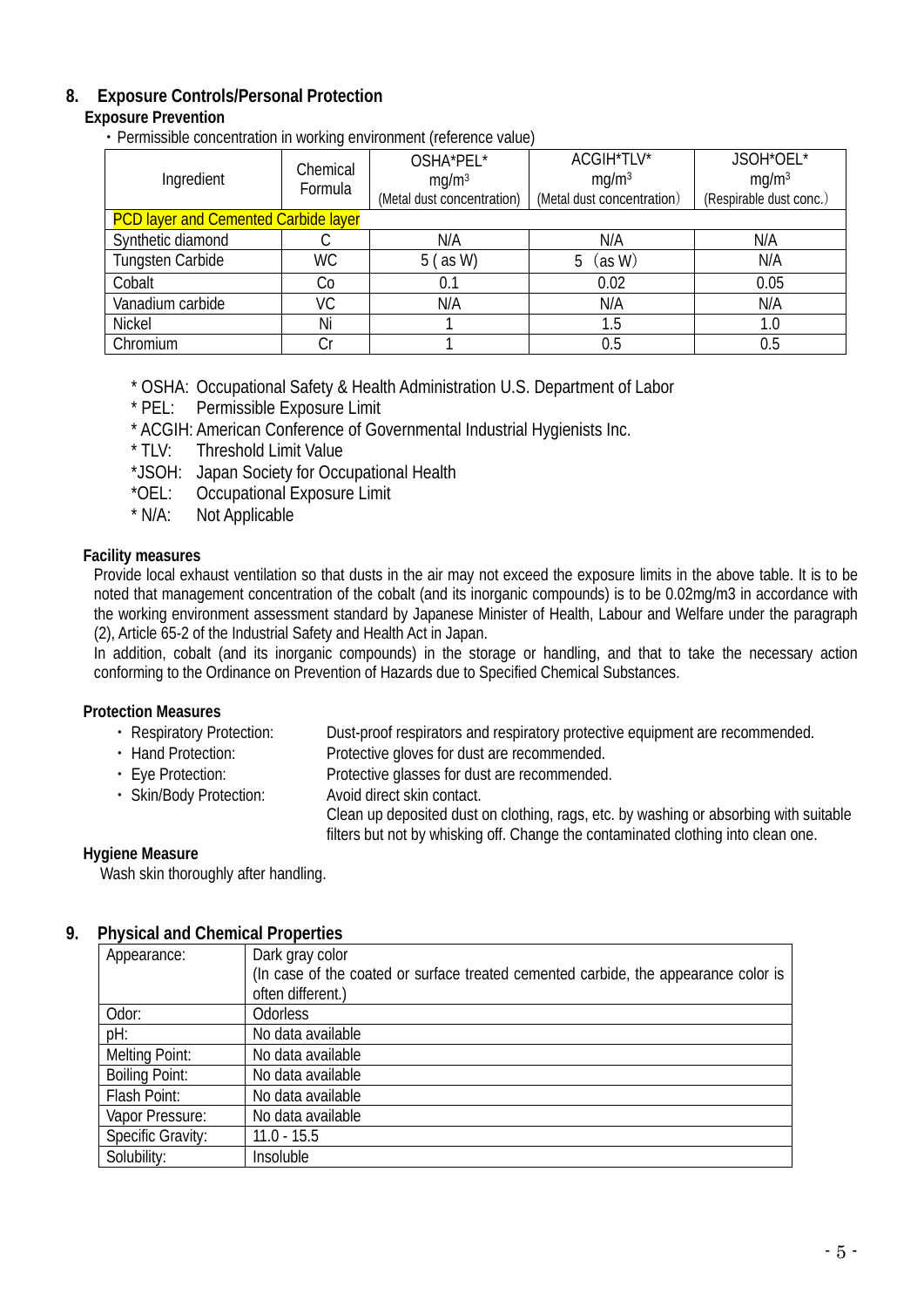## 8. Exposure Controls/Personal Protection

### Exposure Prevention

・Permissible concentration in working environment (reference value)

| Ingredient | Chemical Formula | OSHA*PEL* $mg/m^3$ (Metal dust concentration) | ACGIH*TLV* $mg/m^3$ (Metal dust concentration) | JSOH*OEL* $mg/m^3$ (Respirable dust conc.) |
|---|---|---|---|---|
| PCD layer and Cemented Carbide layer | | | | |
| Synthetic diamond | C | N/A | N/A | N/A |
| Tungsten Carbide | WC | 5 ( as W) | 5 (as W) | N/A |
| Cobalt | Co | 0.1 | 0.02 | 0.05 |
| Vanadium carbide | VC | N/A | N/A | N/A |
| Nickel | Ni | 1 | 1.5 | 1.0 |
| Chromium | Cr | 1 | 0.5 | 0.5 |

* OSHA: Occupational Safety & Health Administration U.S. Department of Labor
* PEL: Permissible Exposure Limit
* ACGIH: American Conference of Governmental Industrial Hygienists Inc.
* TLV: Threshold Limit Value
*JSOH: Japan Society for Occupational Health
*OEL: Occupational Exposure Limit
* N/A: Not Applicable

### Facility measures

Provide local exhaust ventilation so that dusts in the air may not exceed the exposure limits in the above table. It is to be noted that management concentration of the cobalt (and its inorganic compounds) is to be 0.02mg/m3 in accordance with the working environment assessment standard by Japanese Minister of Health, Labour and Welfare under the paragraph (2), Article 65-2 of the Industrial Safety and Health Act in Japan.

In addition, cobalt (and its inorganic compounds) in the storage or handling, and that to take the necessary action conforming to the Ordinance on Prevention of Hazards due to Specified Chemical Substances.

### Protection Measures

- Respiratory Protection: Dust-proof respirators and respiratory protective equipment are recommended.
- Hand Protection: Protective gloves for dust are recommended.
- Eye Protection: Protective glasses for dust are recommended.
- Skin/Body Protection: Avoid direct skin contact.
  Clean up deposited dust on clothing, rags, etc. by washing or absorbing with suitable filters but not by whisking off. Change the contaminated clothing into clean one.

### Hygiene Measure

Wash skin thoroughly after handling.

## 9. Physical and Chemical Properties

| | |
|---|---|
| Appearance: | Dark gray color (In case of the coated or surface treated cemented carbide, the appearance color is often different.) |
| Odor: | Odorless |
| pH: | No data available |
| Melting Point: | No data available |
| Boiling Point: | No data available |
| Flash Point: | No data available |
| Vapor Pressure: | No data available |
| Specific Gravity: | 11.0 - 15.5 |
| Solubility: | Insoluble |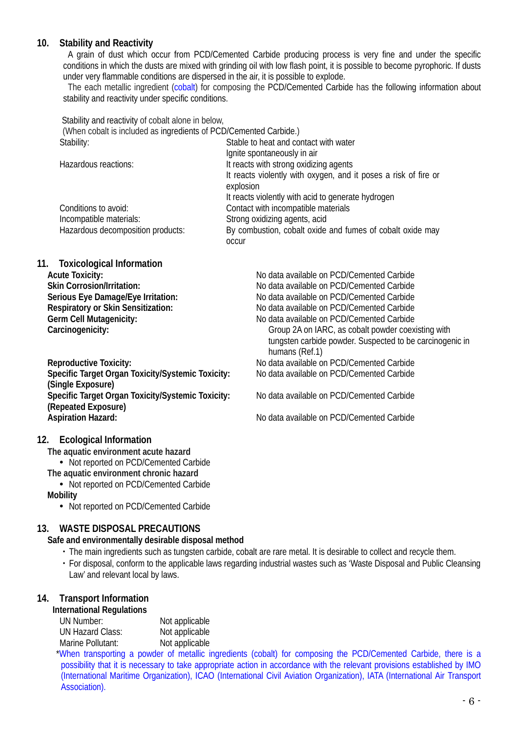## 10. Stability and Reactivity

A grain of dust which occur from PCD/Cemented Carbide producing process is very fine and under the specific conditions in which the dusts are mixed with grinding oil with low flash point, it is possible to become pyrophoric. If dusts under very flammable conditions are dispersed in the air, it is possible to explode.

The each metallic ingredient (cobalt) for composing the PCD/Cemented Carbide has the following information about stability and reactivity under specific conditions.

Stability and reactivity of cobalt alone in below,
(When cobalt is included as ingredients of PCD/Cemented Carbide.)

| | |
|---|---|
| Stability: | Stable to heat and contact with water<br>Ignite spontaneously in air |
| Hazardous reactions: | It reacts with strong oxidizing agents<br>It reacts violently with oxygen, and it poses a risk of fire or explosion<br>It reacts violently with acid to generate hydrogen |
| Conditions to avoid: | Contact with incompatible materials |
| Incompatible materials: | Strong oxidizing agents, acid |
| Hazardous decomposition products: | By combustion, cobalt oxide and fumes of cobalt oxide may occur |

## 11. Toxicological Information

| | |
|---|---|
| **Acute Toxicity:** | No data available on PCD/Cemented Carbide |
| **Skin Corrosion/Irritation:** | No data available on PCD/Cemented Carbide |
| **Serious Eye Damage/Eye Irritation:** | No data available on PCD/Cemented Carbide |
| **Respiratory or Skin Sensitization:** | No data available on PCD/Cemented Carbide |
| **Germ Cell Mutagenicity:** | No data available on PCD/Cemented Carbide |
| **Carcinogenicity:** | Group 2A on IARC, as cobalt powder coexisting with tungsten carbide powder. Suspected to be carcinogenic in humans (Ref.1) |
| **Reproductive Toxicity:** | No data available on PCD/Cemented Carbide |
| **Specific Target Organ Toxicity/Systemic Toxicity: (Single Exposure)** | No data available on PCD/Cemented Carbide |
| **Specific Target Organ Toxicity/Systemic Toxicity: (Repeated Exposure)** | No data available on PCD/Cemented Carbide |
| **Aspiration Hazard:** | No data available on PCD/Cemented Carbide |

## 12. Ecological Information

**The aquatic environment acute hazard**

- Not reported on PCD/Cemented Carbide

**The aquatic environment chronic hazard**

- Not reported on PCD/Cemented Carbide

**Mobility**

- Not reported on PCD/Cemented Carbide

## 13. WASTE DISPOSAL PRECAUTIONS

**Safe and environmentally desirable disposal method**

- The main ingredients such as tungsten carbide, cobalt are rare metal. It is desirable to collect and recycle them.
- For disposal, conform to the applicable laws regarding industrial wastes such as 'Waste Disposal and Public Cleansing Law' and relevant local by laws.

## 14. Transport Information

**International Regulations**

| | |
|---|---|
| UN Number: | Not applicable |
| UN Hazard Class: | Not applicable |
| Marine Pollutant: | Not applicable |

*When transporting a powder of metallic ingredients (cobalt) for composing the PCD/Cemented Carbide, there is a possibility that it is necessary to take appropriate action in accordance with the relevant provisions established by IMO (International Maritime Organization), ICAO (International Civil Aviation Organization), IATA (International Air Transport Association).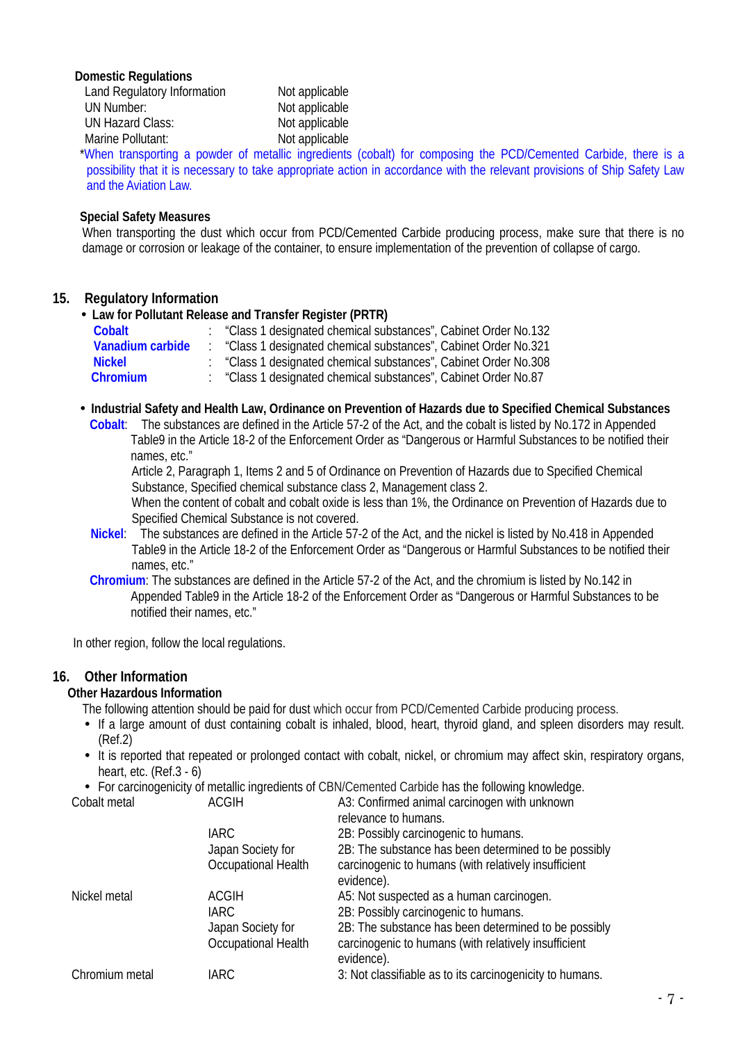**Domestic Regulations**

| | |
|---|---|
| Land Regulatory Information | Not applicable |
| UN Number: | Not applicable |
| UN Hazard Class: | Not applicable |
| Marine Pollutant: | Not applicable |

*When transporting a powder of metallic ingredients (cobalt) for composing the PCD/Cemented Carbide, there is a possibility that it is necessary to take appropriate action in accordance with the relevant provisions of Ship Safety Law and the Aviation Law.

**Special Safety Measures**

When transporting the dust which occur from PCD/Cemented Carbide producing process, make sure that there is no damage or corrosion or leakage of the container, to ensure implementation of the prevention of collapse of cargo.

## 15. Regulatory Information

- **Law for Pollutant Release and Transfer Register (PRTR)**

| | | |
|---|---|---|
| **Cobalt** | : | "Class 1 designated chemical substances", Cabinet Order No.132 |
| **Vanadium carbide** | : | "Class 1 designated chemical substances", Cabinet Order No.321 |
| **Nickel** | : | "Class 1 designated chemical substances", Cabinet Order No.308 |
| **Chromium** | : | "Class 1 designated chemical substances", Cabinet Order No.87 |

- **Industrial Safety and Health Law, Ordinance on Prevention of Hazards due to Specified Chemical Substances**

**Cobalt**: The substances are defined in the Article 57-2 of the Act, and the cobalt is listed by No.172 in Appended Table9 in the Article 18-2 of the Enforcement Order as "Dangerous or Harmful Substances to be notified their names, etc."
Article 2, Paragraph 1, Items 2 and 5 of Ordinance on Prevention of Hazards due to Specified Chemical Substance, Specified chemical substance class 2, Management class 2.
When the content of cobalt and cobalt oxide is less than 1%, the Ordinance on Prevention of Hazards due to Specified Chemical Substance is not covered.

**Nickel**: The substances are defined in the Article 57-2 of the Act, and the nickel is listed by No.418 in Appended Table9 in the Article 18-2 of the Enforcement Order as "Dangerous or Harmful Substances to be notified their names, etc."

**Chromium**: The substances are defined in the Article 57-2 of the Act, and the chromium is listed by No.142 in Appended Table9 in the Article 18-2 of the Enforcement Order as "Dangerous or Harmful Substances to be notified their names, etc."

In other region, follow the local regulations.

## 16. Other Information

**Other Hazardous Information**

The following attention should be paid for dust which occur from PCD/Cemented Carbide producing process.

- If a large amount of dust containing cobalt is inhaled, blood, heart, thyroid gland, and spleen disorders may result. (Ref.2)
- It is reported that repeated or prolonged contact with cobalt, nickel, or chromium may affect skin, respiratory organs, heart, etc. (Ref.3 - 6)
- For carcinogenicity of metallic ingredients of CBN/Cemented Carbide has the following knowledge.

| | | |
|---|---|---|
| Cobalt metal | ACGIH | A3: Confirmed animal carcinogen with unknown relevance to humans. |
| | IARC | 2B: Possibly carcinogenic to humans. |
| | Japan Society for Occupational Health | 2B: The substance has been determined to be possibly carcinogenic to humans (with relatively insufficient evidence). |
| Nickel metal | ACGIH | A5: Not suspected as a human carcinogen. |
| | IARC | 2B: Possibly carcinogenic to humans. |
| | Japan Society for Occupational Health | 2B: The substance has been determined to be possibly carcinogenic to humans (with relatively insufficient evidence). |
| Chromium metal | IARC | 3: Not classifiable as to its carcinogenicity to humans. |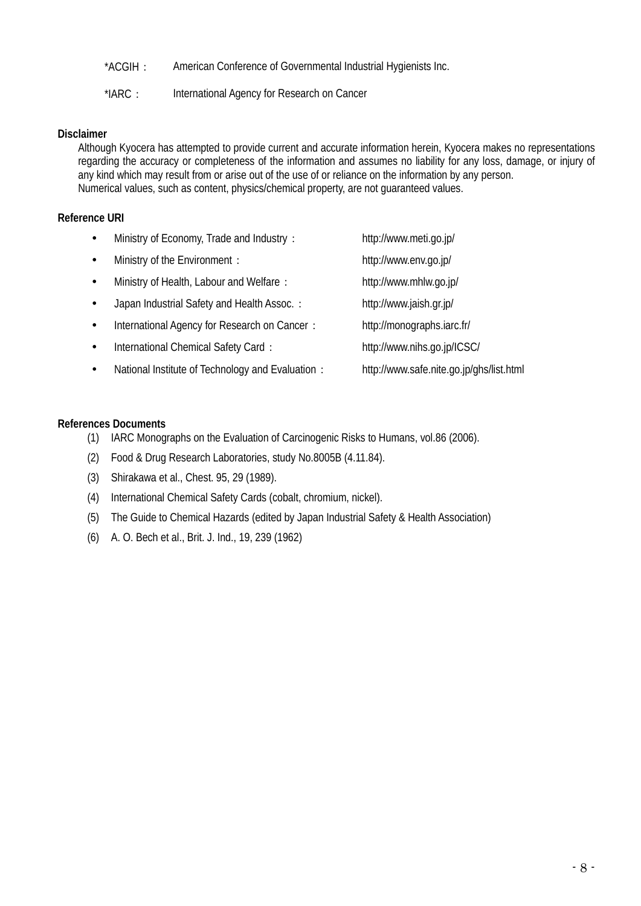*ACGIH： American Conference of Governmental Industrial Hygienists Inc.

*IARC： International Agency for Research on Cancer

**Disclaimer**

Although Kyocera has attempted to provide current and accurate information herein, Kyocera makes no representations regarding the accuracy or completeness of the information and assumes no liability for any loss, damage, or injury of any kind which may result from or arise out of the use of or reliance on the information by any person.
Numerical values, such as content, physics/chemical property, are not guaranteed values.

**Reference URI**

- Ministry of Economy, Trade and Industry： http://www.meti.go.jp/
- Ministry of the Environment： http://www.env.go.jp/
- Ministry of Health, Labour and Welfare： http://www.mhlw.go.jp/
- Japan Industrial Safety and Health Assoc.： http://www.jaish.gr.jp/
- International Agency for Research on Cancer： http://monographs.iarc.fr/
- International Chemical Safety Card： http://www.nihs.go.jp/ICSC/
- National Institute of Technology and Evaluation： http://www.safe.nite.go.jp/ghs/list.html

**References Documents**

(1) IARC Monographs on the Evaluation of Carcinogenic Risks to Humans, vol.86 (2006).
(2) Food & Drug Research Laboratories, study No.8005B (4.11.84).
(3) Shirakawa et al., Chest. 95, 29 (1989).
(4) International Chemical Safety Cards (cobalt, chromium, nickel).
(5) The Guide to Chemical Hazards (edited by Japan Industrial Safety & Health Association)
(6) A. O. Bech et al., Brit. J. Ind., 19, 239 (1962)